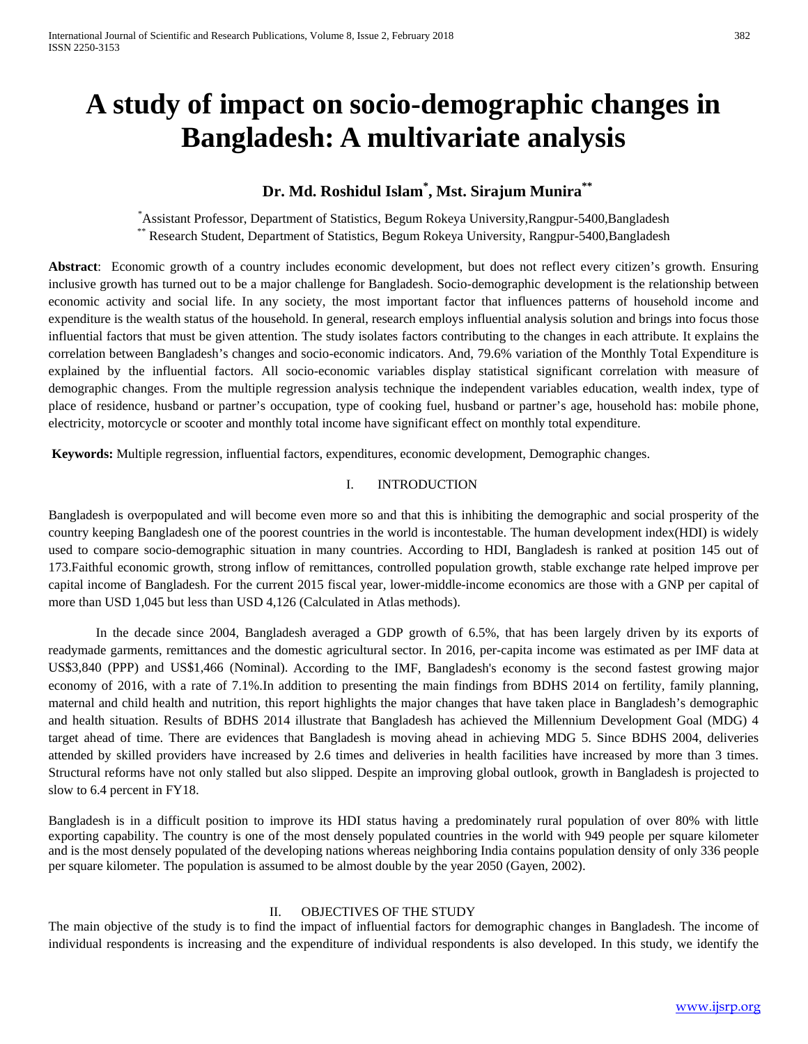# A study of impact on socio-demographic changes in Bangladesh: A multivariate analysis

**Dr. Md. Roshidul Islam[*], Mst. Sirajum Munira[**]**

[*]Assistant Professor, Department of Statistics, Begum Rokeya University,Rangpur-5400,Bangladesh
[**] Research Student, Department of Statistics, Begum Rokeya University, Rangpur-5400,Bangladesh

**Abstract**: Economic growth of a country includes economic development, but does not reflect every citizen's growth. Ensuring inclusive growth has turned out to be a major challenge for Bangladesh. Socio-demographic development is the relationship between economic activity and social life. In any society, the most important factor that influences patterns of household income and expenditure is the wealth status of the household. In general, research employs influential analysis solution and brings into focus those influential factors that must be given attention. The study isolates factors contributing to the changes in each attribute. It explains the correlation between Bangladesh's changes and socio-economic indicators. And, 79.6% variation of the Monthly Total Expenditure is explained by the influential factors. All socio-economic variables display statistical significant correlation with measure of demographic changes. From the multiple regression analysis technique the independent variables education, wealth index, type of place of residence, husband or partner's occupation, type of cooking fuel, husband or partner's age, household has: mobile phone, electricity, motorcycle or scooter and monthly total income have significant effect on monthly total expenditure.

**Keywords:** Multiple regression, influential factors, expenditures, economic development, Demographic changes.

## I. INTRODUCTION

Bangladesh is overpopulated and will become even more so and that this is inhibiting the demographic and social prosperity of the country keeping Bangladesh one of the poorest countries in the world is incontestable. The human development index(HDI) is widely used to compare socio-demographic situation in many countries. According to HDI, Bangladesh is ranked at position 145 out of 173.Faithful economic growth, strong inflow of remittances, controlled population growth, stable exchange rate helped improve per capital income of Bangladesh. For the current 2015 fiscal year, lower-middle-income economics are those with a GNP per capital of more than USD 1,045 but less than USD 4,126 (Calculated in Atlas methods).

In the decade since 2004, Bangladesh averaged a GDP growth of 6.5%, that has been largely driven by its exports of readymade garments, remittances and the domestic agricultural sector. In 2016, per-capita income was estimated as per IMF data at US$3,840 (PPP) and US$1,466 (Nominal). According to the IMF, Bangladesh's economy is the second fastest growing major economy of 2016, with a rate of 7.1%.In addition to presenting the main findings from BDHS 2014 on fertility, family planning, maternal and child health and nutrition, this report highlights the major changes that have taken place in Bangladesh's demographic and health situation. Results of BDHS 2014 illustrate that Bangladesh has achieved the Millennium Development Goal (MDG) 4 target ahead of time. There are evidences that Bangladesh is moving ahead in achieving MDG 5. Since BDHS 2004, deliveries attended by skilled providers have increased by 2.6 times and deliveries in health facilities have increased by more than 3 times. Structural reforms have not only stalled but also slipped. Despite an improving global outlook, growth in Bangladesh is projected to slow to 6.4 percent in FY18.

Bangladesh is in a difficult position to improve its HDI status having a predominately rural population of over 80% with little exporting capability. The country is one of the most densely populated countries in the world with 949 people per square kilometer and is the most densely populated of the developing nations whereas neighboring India contains population density of only 336 people per square kilometer. The population is assumed to be almost double by the year 2050 (Gayen, 2002).

## II. OBJECTIVES OF THE STUDY

The main objective of the study is to find the impact of influential factors for demographic changes in Bangladesh. The income of individual respondents is increasing and the expenditure of individual respondents is also developed. In this study, we identify the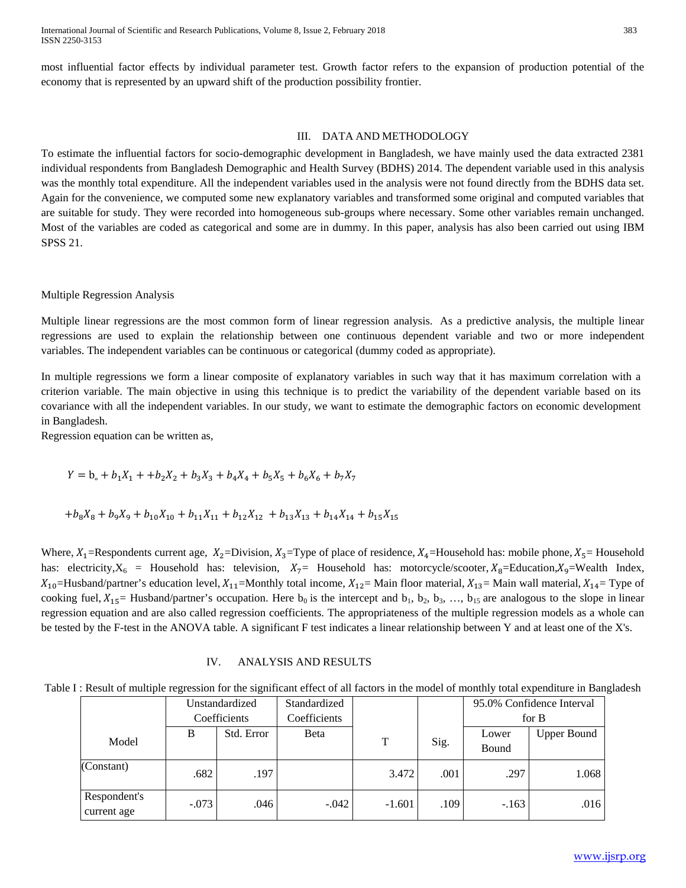most influential factor effects by individual parameter test. Growth factor refers to the expansion of production potential of the economy that is represented by an upward shift of the production possibility frontier.

## III. DATA AND METHODOLOGY

To estimate the influential factors for socio-demographic development in Bangladesh, we have mainly used the data extracted 2381 individual respondents from Bangladesh Demographic and Health Survey (BDHS) 2014. The dependent variable used in this analysis was the monthly total expenditure. All the independent variables used in the analysis were not found directly from the BDHS data set. Again for the convenience, we computed some new explanatory variables and transformed some original and computed variables that are suitable for study. They were recorded into homogeneous sub-groups where necessary. Some other variables remain unchanged. Most of the variables are coded as categorical and some are in dummy. In this paper, analysis has also been carried out using IBM SPSS 21.

### Multiple Regression Analysis

Multiple linear regressions are the most common form of linear regression analysis. As a predictive analysis, the multiple linear regressions are used to explain the relationship between one continuous dependent variable and two or more independent variables. The independent variables can be continuous or categorical (dummy coded as appropriate).

In multiple regressions we form a linear composite of explanatory variables in such way that it has maximum correlation with a criterion variable. The main objective in using this technique is to predict the variability of the dependent variable based on its covariance with all the independent variables. In our study, we want to estimate the demographic factors on economic development in Bangladesh.

Regression equation can be written as,

$$Y = b_{\circ} + b_1X_1 + +b_2X_2 + b_3X_3 + b_4X_4 + b_5X_5 + b_6X_6 + b_7X_7$$

$$+b_8X_8 + b_9X_9 + b_{10}X_{10} + b_{11}X_{11} + b_{12}X_{12} + b_{13}X_{13} + b_{14}X_{14} + b_{15}X_{15}$$

Where, $X_1$=Respondents current age, $X_2$=Division, $X_3$=Type of place of residence, $X_4$=Household has: mobile phone, $X_5$= Household has: electricity, $X_6$ = Household has: television, $X_7$= Household has: motorcycle/scooter, $X_8$=Education, $X_9$=Wealth Index, $X_{10}$=Husband/partner's education level, $X_{11}$=Monthly total income, $X_{12}$= Main floor material, $X_{13}$= Main wall material, $X_{14}$= Type of cooking fuel, $X_{15}$= Husband/partner's occupation. Here $b_0$ is the intercept and $b_1$, $b_2$, $b_3$, …, $b_{15}$ are analogous to the slope in linear regression equation and are also called regression coefficients. The appropriateness of the multiple regression models as a whole can be tested by the F-test in the ANOVA table. A significant F test indicates a linear relationship between Y and at least one of the X's.

## IV. ANALYSIS AND RESULTS

Table I : Result of multiple regression for the significant effect of all factors in the model of monthly total expenditure in Bangladesh

| Model | Unstandardized Coefficients | | Standardized Coefficients | T | Sig. | 95.0% Confidence Interval for B | |
|---|---|---|---|---|---|---|---|
| | B | Std. Error | Beta | | | Lower Bound | Upper Bound |
| (Constant) | .682 | .197 | | 3.472 | .001 | .297 | 1.068 |
| Respondent's current age | -.073 | .046 | -.042 | -1.601 | .109 | -.163 | .016 |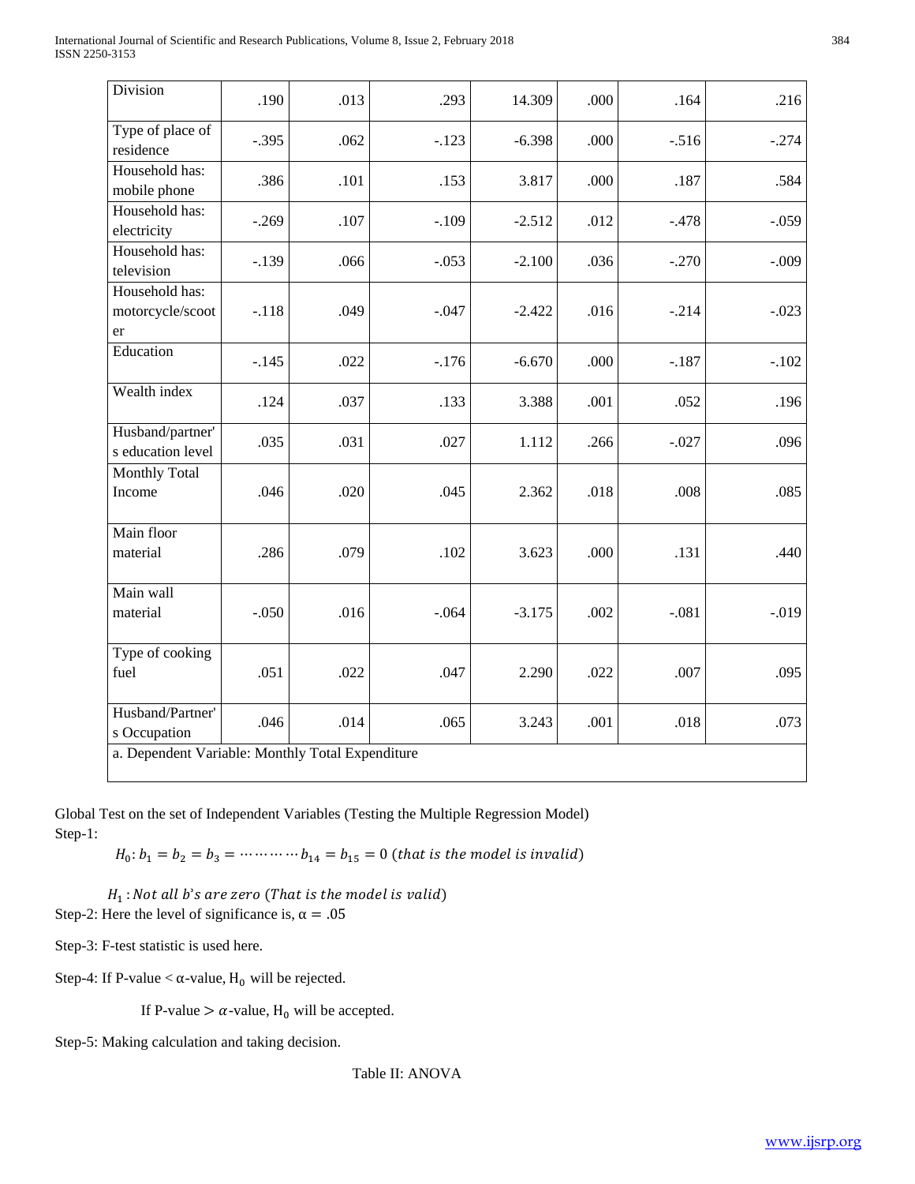| Division | .190 | .013 | .293 | 14.309 | .000 | .164 | .216 |
|---|---|---|---|---|---|---|---|
| Type of place of residence | -.395 | .062 | -.123 | -6.398 | .000 | -.516 | -.274 |
| Household has: mobile phone | .386 | .101 | .153 | 3.817 | .000 | .187 | .584 |
| Household has: electricity | -.269 | .107 | -.109 | -2.512 | .012 | -.478 | -.059 |
| Household has: television | -.139 | .066 | -.053 | -2.100 | .036 | -.270 | -.009 |
| Household has: motorcycle/scooter | -.118 | .049 | -.047 | -2.422 | .016 | -.214 | -.023 |
| Education | -.145 | .022 | -.176 | -6.670 | .000 | -.187 | -.102 |
| Wealth index | .124 | .037 | .133 | 3.388 | .001 | .052 | .196 |
| Husband/partner's education level | .035 | .031 | .027 | 1.112 | .266 | -.027 | .096 |
| Monthly Total Income | .046 | .020 | .045 | 2.362 | .018 | .008 | .085 |
| Main floor material | .286 | .079 | .102 | 3.623 | .000 | .131 | .440 |
| Main wall material | -.050 | .016 | -.064 | -3.175 | .002 | -.081 | -.019 |
| Type of cooking fuel | .051 | .022 | .047 | 2.290 | .022 | .007 | .095 |
| Husband/Partner's Occupation | .046 | .014 | .065 | 3.243 | .001 | .018 | .073 |
| a. Dependent Variable: Monthly Total Expenditure | | | | | | | |

Global Test on the set of Independent Variables (Testing the Multiple Regression Model)

Step-1:

$$H_0: b_1 = b_2 = b_3 = \cdots\cdots\cdots b_{14} = b_{15} = 0 \ (\textit{that is the model is invalid})$$

$$H_1: \textit{Not all b's are zero} \ (\textit{That is the model is valid})$$

Step-2: Here the level of significance is, $\alpha = .05$

Step-3: F-test statistic is used here.

Step-4: If P-value < $\alpha$-value, $H_0$ will be rejected.

If P-value > $\alpha$-value, $H_0$ will be accepted.

Step-5: Making calculation and taking decision.

Table II: ANOVA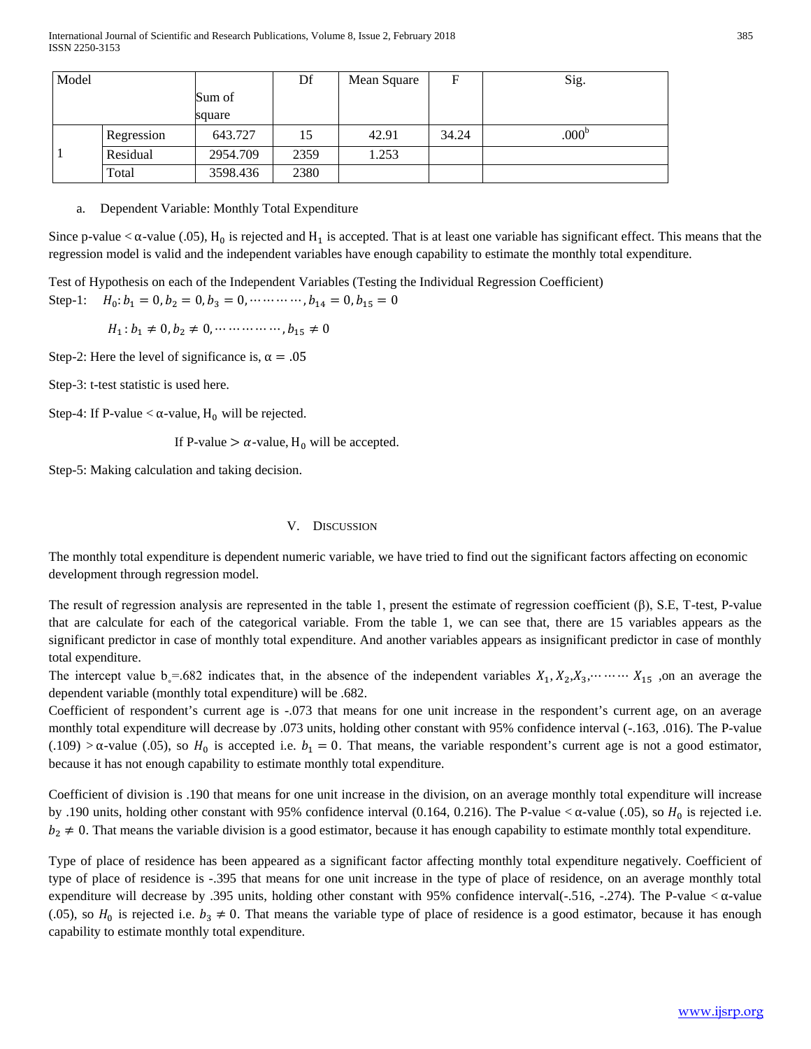| Model | | Sum of square | Df | Mean Square | F | Sig. |
|---|---|---|---|---|---|---|
| 1 | Regression | 643.727 | 15 | 42.91 | 34.24 | .000[b] |
| | Residual | 2954.709 | 2359 | 1.253 | | |
| | Total | 3598.436 | 2380 | | | |

a. Dependent Variable: Monthly Total Expenditure

Since p-value < α-value (.05), $H_0$ is rejected and $H_1$ is accepted. That is at least one variable has significant effect. This means that the regression model is valid and the independent variables have enough capability to estimate the monthly total expenditure.

Test of Hypothesis on each of the Independent Variables (Testing the Individual Regression Coefficient)

Step-1: $H_0: b_1 = 0, b_2 = 0, b_3 = 0, \cdots\cdots\cdots, b_{14} = 0, b_{15} = 0$

$H_1: b_1 \neq 0, b_2 \neq 0, \cdots\cdots\cdots\cdots, b_{15} \neq 0$

Step-2: Here the level of significance is, α = .05

Step-3: t-test statistic is used here.

Step-4: If P-value < α-value, $H_0$ will be rejected.

If P-value > $\alpha$-value, $H_0$ will be accepted.

Step-5: Making calculation and taking decision.

## V. Discussion

The monthly total expenditure is dependent numeric variable, we have tried to find out the significant factors affecting on economic development through regression model.

The result of regression analysis are represented in the table 1, present the estimate of regression coefficient (β), S.E, T-test, P-value that are calculate for each of the categorical variable. From the table 1, we can see that, there are 15 variables appears as the significant predictor in case of monthly total expenditure. And another variables appears as insignificant predictor in case of monthly total expenditure.

The intercept value $b_0$=.682 indicates that, in the absence of the independent variables $X_1, X_2, X_3, \cdots\cdots\cdots X_{15}$ ,on an average the dependent variable (monthly total expenditure) will be .682.

Coefficient of respondent's current age is -.073 that means for one unit increase in the respondent's current age, on an average monthly total expenditure will decrease by .073 units, holding other constant with 95% confidence interval (-.163, .016). The P-value (.109) > α-value (.05), so $H_0$ is accepted i.e. $b_1 = 0$. That means, the variable respondent's current age is not a good estimator, because it has not enough capability to estimate monthly total expenditure.

Coefficient of division is .190 that means for one unit increase in the division, on an average monthly total expenditure will increase by .190 units, holding other constant with 95% confidence interval (0.164, 0.216). The P-value < α-value (.05), so $H_0$ is rejected i.e. $b_2 \neq 0$. That means the variable division is a good estimator, because it has enough capability to estimate monthly total expenditure.

Type of place of residence has been appeared as a significant factor affecting monthly total expenditure negatively. Coefficient of type of place of residence is -.395 that means for one unit increase in the type of place of residence, on an average monthly total expenditure will decrease by .395 units, holding other constant with 95% confidence interval(-.516, -.274). The P-value < α-value (.05), so $H_0$ is rejected i.e. $b_3 \neq 0$. That means the variable type of place of residence is a good estimator, because it has enough capability to estimate monthly total expenditure.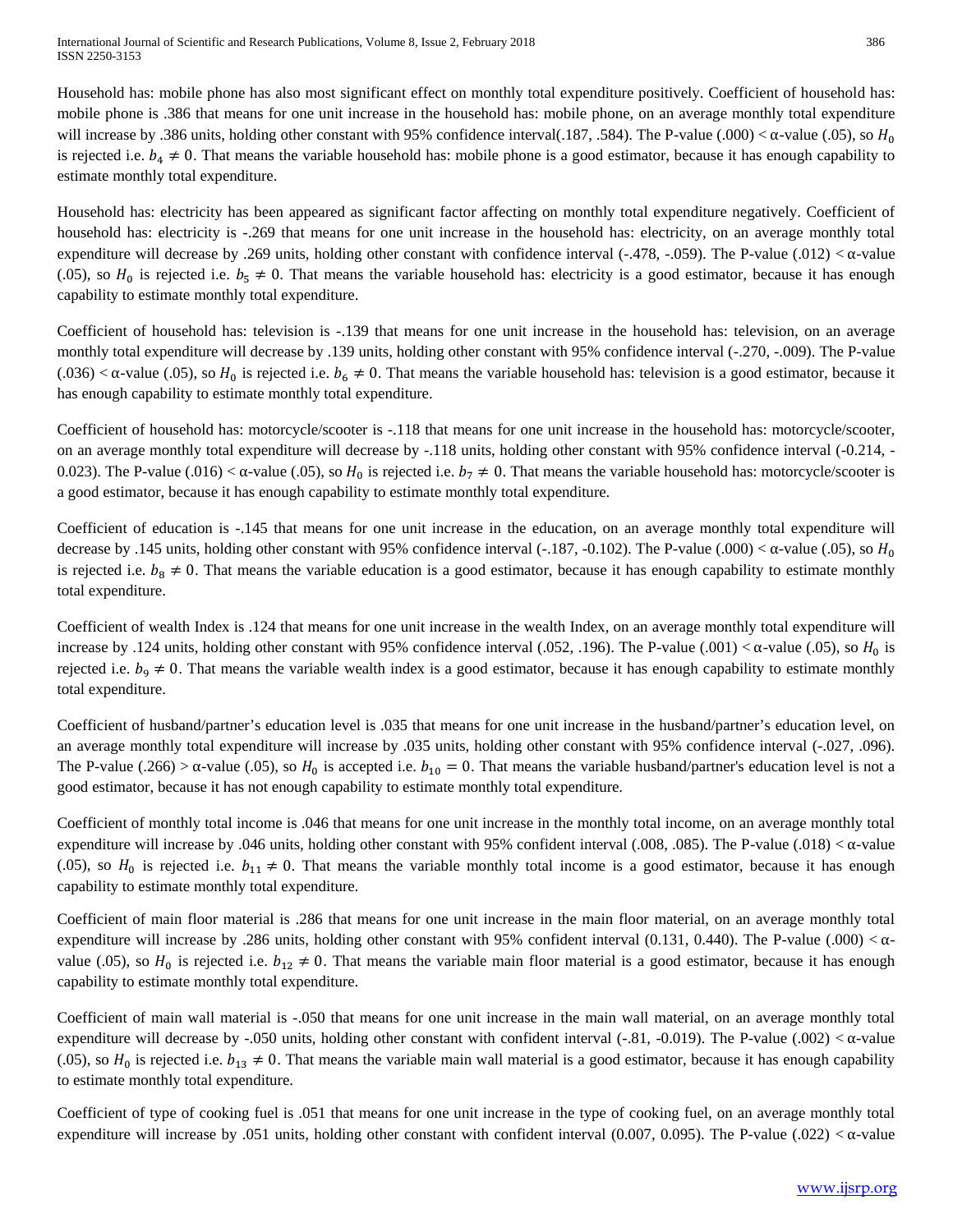Household has: mobile phone has also most significant effect on monthly total expenditure positively. Coefficient of household has: mobile phone is .386 that means for one unit increase in the household has: mobile phone, on an average monthly total expenditure will increase by .386 units, holding other constant with 95% confidence interval(.187, .584). The P-value (.000) < α-value (.05), so $H_0$ is rejected i.e. $b_4 \neq 0$. That means the variable household has: mobile phone is a good estimator, because it has enough capability to estimate monthly total expenditure.

Household has: electricity has been appeared as significant factor affecting on monthly total expenditure negatively. Coefficient of household has: electricity is -.269 that means for one unit increase in the household has: electricity, on an average monthly total expenditure will decrease by .269 units, holding other constant with confidence interval (-.478, -.059). The P-value (.012) < α-value (.05), so $H_0$ is rejected i.e. $b_5 \neq 0$. That means the variable household has: electricity is a good estimator, because it has enough capability to estimate monthly total expenditure.

Coefficient of household has: television is -.139 that means for one unit increase in the household has: television, on an average monthly total expenditure will decrease by .139 units, holding other constant with 95% confidence interval (-.270, -.009). The P-value (.036) < α-value (.05), so $H_0$ is rejected i.e. $b_6 \neq 0$. That means the variable household has: television is a good estimator, because it has enough capability to estimate monthly total expenditure.

Coefficient of household has: motorcycle/scooter is -.118 that means for one unit increase in the household has: motorcycle/scooter, on an average monthly total expenditure will decrease by -.118 units, holding other constant with 95% confidence interval (-0.214, -0.023). The P-value (.016) < α-value (.05), so $H_0$ is rejected i.e. $b_7 \neq 0$. That means the variable household has: motorcycle/scooter is a good estimator, because it has enough capability to estimate monthly total expenditure.

Coefficient of education is -.145 that means for one unit increase in the education, on an average monthly total expenditure will decrease by .145 units, holding other constant with 95% confidence interval (-.187, -0.102). The P-value (.000) < α-value (.05), so $H_0$ is rejected i.e. $b_8 \neq 0$. That means the variable education is a good estimator, because it has enough capability to estimate monthly total expenditure.

Coefficient of wealth Index is .124 that means for one unit increase in the wealth Index, on an average monthly total expenditure will increase by .124 units, holding other constant with 95% confidence interval (.052, .196). The P-value (.001) < α-value (.05), so $H_0$ is rejected i.e. $b_9 \neq 0$. That means the variable wealth index is a good estimator, because it has enough capability to estimate monthly total expenditure.

Coefficient of husband/partner's education level is .035 that means for one unit increase in the husband/partner's education level, on an average monthly total expenditure will increase by .035 units, holding other constant with 95% confidence interval (-.027, .096). The P-value (.266) > α-value (.05), so $H_0$ is accepted i.e. $b_{10} = 0$. That means the variable husband/partner's education level is not a good estimator, because it has not enough capability to estimate monthly total expenditure.

Coefficient of monthly total income is .046 that means for one unit increase in the monthly total income, on an average monthly total expenditure will increase by .046 units, holding other constant with 95% confident interval (.008, .085). The P-value (.018) < α-value (.05), so $H_0$ is rejected i.e. $b_{11} \neq 0$. That means the variable monthly total income is a good estimator, because it has enough capability to estimate monthly total expenditure.

Coefficient of main floor material is .286 that means for one unit increase in the main floor material, on an average monthly total expenditure will increase by .286 units, holding other constant with 95% confident interval (0.131, 0.440). The P-value (.000) < α-value (.05), so $H_0$ is rejected i.e. $b_{12} \neq 0$. That means the variable main floor material is a good estimator, because it has enough capability to estimate monthly total expenditure.

Coefficient of main wall material is -.050 that means for one unit increase in the main wall material, on an average monthly total expenditure will decrease by -.050 units, holding other constant with confident interval (-.81, -0.019). The P-value (.002) < α-value (.05), so $H_0$ is rejected i.e. $b_{13} \neq 0$. That means the variable main wall material is a good estimator, because it has enough capability to estimate monthly total expenditure.

Coefficient of type of cooking fuel is .051 that means for one unit increase in the type of cooking fuel, on an average monthly total expenditure will increase by .051 units, holding other constant with confident interval (0.007, 0.095). The P-value (.022) < α-value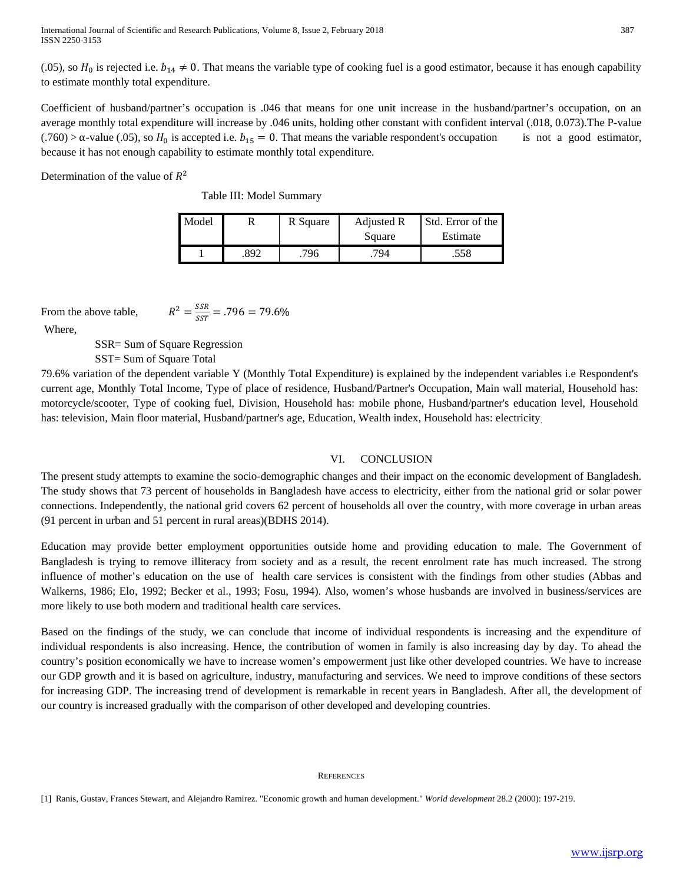(.05), so $H_0$ is rejected i.e. $b_{14} \neq 0$. That means the variable type of cooking fuel is a good estimator, because it has enough capability to estimate monthly total expenditure.

Coefficient of husband/partner's occupation is .046 that means for one unit increase in the husband/partner's occupation, on an average monthly total expenditure will increase by .046 units, holding other constant with confident interval (.018, 0.073).The P-value (.760) > α-value (.05), so $H_0$ is accepted i.e. $b_{15} = 0$. That means the variable respondent's occupation is not a good estimator, because it has not enough capability to estimate monthly total expenditure.

Determination of the value of $R^2$

Table III: Model Summary

| Model | R | R Square | Adjusted R Square | Std. Error of the Estimate |
|---|---|---|---|---|
| 1 | .892 | .796 | .794 | .558 |

From the above table, $R^2 = \frac{SSR}{SST} = .796 = 79.6\%$

Where,

SSR= Sum of Square Regression

SST= Sum of Square Total

79.6% variation of the dependent variable Y (Monthly Total Expenditure) is explained by the independent variables i.e Respondent's current age, Monthly Total Income, Type of place of residence, Husband/Partner's Occupation, Main wall material, Household has: motorcycle/scooter, Type of cooking fuel, Division, Household has: mobile phone, Husband/partner's education level, Household has: television, Main floor material, Husband/partner's age, Education, Wealth index, Household has: electricity.

## VI. CONCLUSION

The present study attempts to examine the socio-demographic changes and their impact on the economic development of Bangladesh. The study shows that 73 percent of households in Bangladesh have access to electricity, either from the national grid or solar power connections. Independently, the national grid covers 62 percent of households all over the country, with more coverage in urban areas (91 percent in urban and 51 percent in rural areas)(BDHS 2014).

Education may provide better employment opportunities outside home and providing education to male. The Government of Bangladesh is trying to remove illiteracy from society and as a result, the recent enrolment rate has much increased. The strong influence of mother's education on the use of health care services is consistent with the findings from other studies (Abbas and Walkerns, 1986; Elo, 1992; Becker et al., 1993; Fosu, 1994). Also, women's whose husbands are involved in business/services are more likely to use both modern and traditional health care services.

Based on the findings of the study, we can conclude that income of individual respondents is increasing and the expenditure of individual respondents is also increasing. Hence, the contribution of women in family is also increasing day by day. To ahead the country's position economically we have to increase women's empowerment just like other developed countries. We have to increase our GDP growth and it is based on agriculture, industry, manufacturing and services. We need to improve conditions of these sectors for increasing GDP. The increasing trend of development is remarkable in recent years in Bangladesh. After all, the development of our country is increased gradually with the comparison of other developed and developing countries.

## REFERENCES

[1] Ranis, Gustav, Frances Stewart, and Alejandro Ramirez. "Economic growth and human development." *World development* 28.2 (2000): 197-219.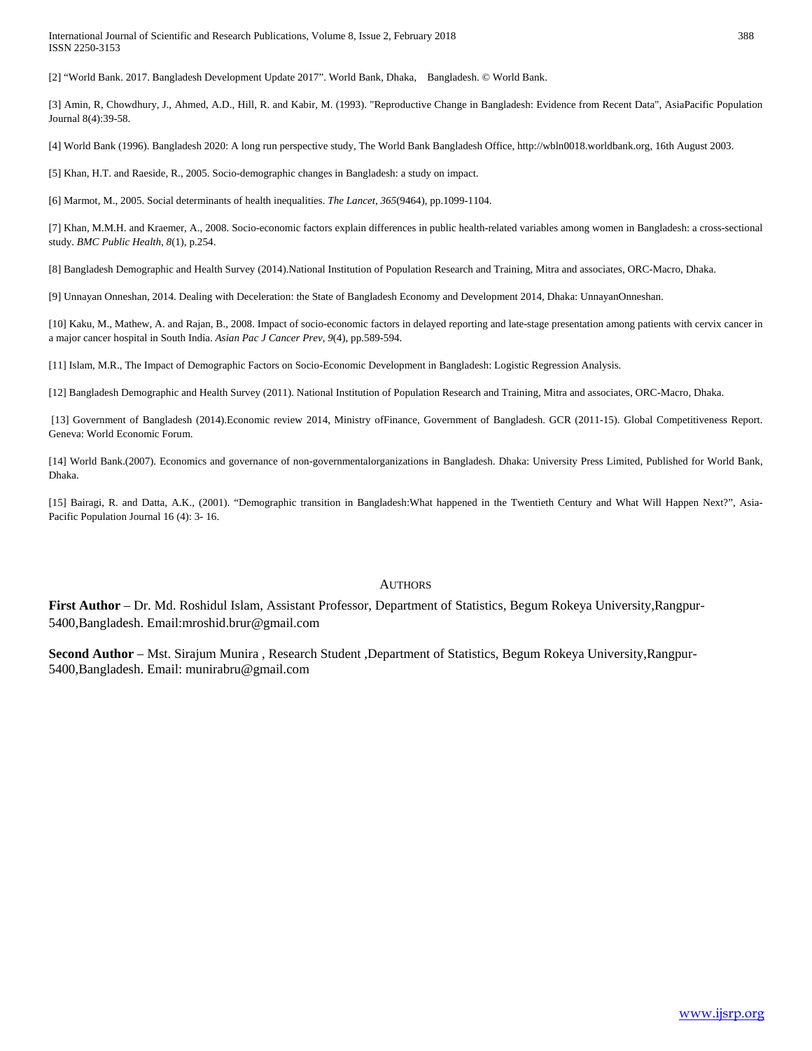[2] "World Bank. 2017. Bangladesh Development Update 2017". World Bank, Dhaka, Bangladesh. © World Bank.

[3] Amin, R, Chowdhury, J., Ahmed, A.D., Hill, R. and Kabir, M. (1993). "Reproductive Change in Bangladesh: Evidence from Recent Data", AsiaPacific Population Journal 8(4):39-58.

[4] World Bank (1996). Bangladesh 2020: A long run perspective study, The World Bank Bangladesh Office, http://wbln0018.worldbank.org, 16th August 2003.

[5] Khan, H.T. and Raeside, R., 2005. Socio-demographic changes in Bangladesh: a study on impact.

[6] Marmot, M., 2005. Social determinants of health inequalities. *The Lancet*, *365*(9464), pp.1099-1104.

[7] Khan, M.M.H. and Kraemer, A., 2008. Socio-economic factors explain differences in public health-related variables among women in Bangladesh: a cross-sectional study. *BMC Public Health*, *8*(1), p.254.

[8] Bangladesh Demographic and Health Survey (2014).National Institution of Population Research and Training, Mitra and associates, ORC-Macro, Dhaka.

[9] Unnayan Onneshan, 2014. Dealing with Deceleration: the State of Bangladesh Economy and Development 2014, Dhaka: UnnayanOnneshan.

[10] Kaku, M., Mathew, A. and Rajan, B., 2008. Impact of socio-economic factors in delayed reporting and late-stage presentation among patients with cervix cancer in a major cancer hospital in South India. *Asian Pac J Cancer Prev*, *9*(4), pp.589-594.

[11] Islam, M.R., The Impact of Demographic Factors on Socio-Economic Development in Bangladesh: Logistic Regression Analysis.

[12] Bangladesh Demographic and Health Survey (2011). National Institution of Population Research and Training, Mitra and associates, ORC-Macro, Dhaka.

[13] Government of Bangladesh (2014).Economic review 2014, Ministry ofFinance, Government of Bangladesh. GCR (2011-15). Global Competitiveness Report. Geneva: World Economic Forum.

[14] World Bank.(2007). Economics and governance of non-governmentalorganizations in Bangladesh. Dhaka: University Press Limited, Published for World Bank, Dhaka.

[15] Bairagi, R. and Datta, A.K., (2001). "Demographic transition in Bangladesh:What happened in the Twentieth Century and What Will Happen Next?", Asia-Pacific Population Journal 16 (4): 3- 16.

## AUTHORS

**First Author** – Dr. Md. Roshidul Islam, Assistant Professor, Department of Statistics, Begum Rokeya University,Rangpur-5400,Bangladesh. Email:mroshid.brur@gmail.com

**Second Author** – Mst. Sirajum Munira , Research Student ,Department of Statistics, Begum Rokeya University,Rangpur-5400,Bangladesh. Email: munirabru@gmail.com